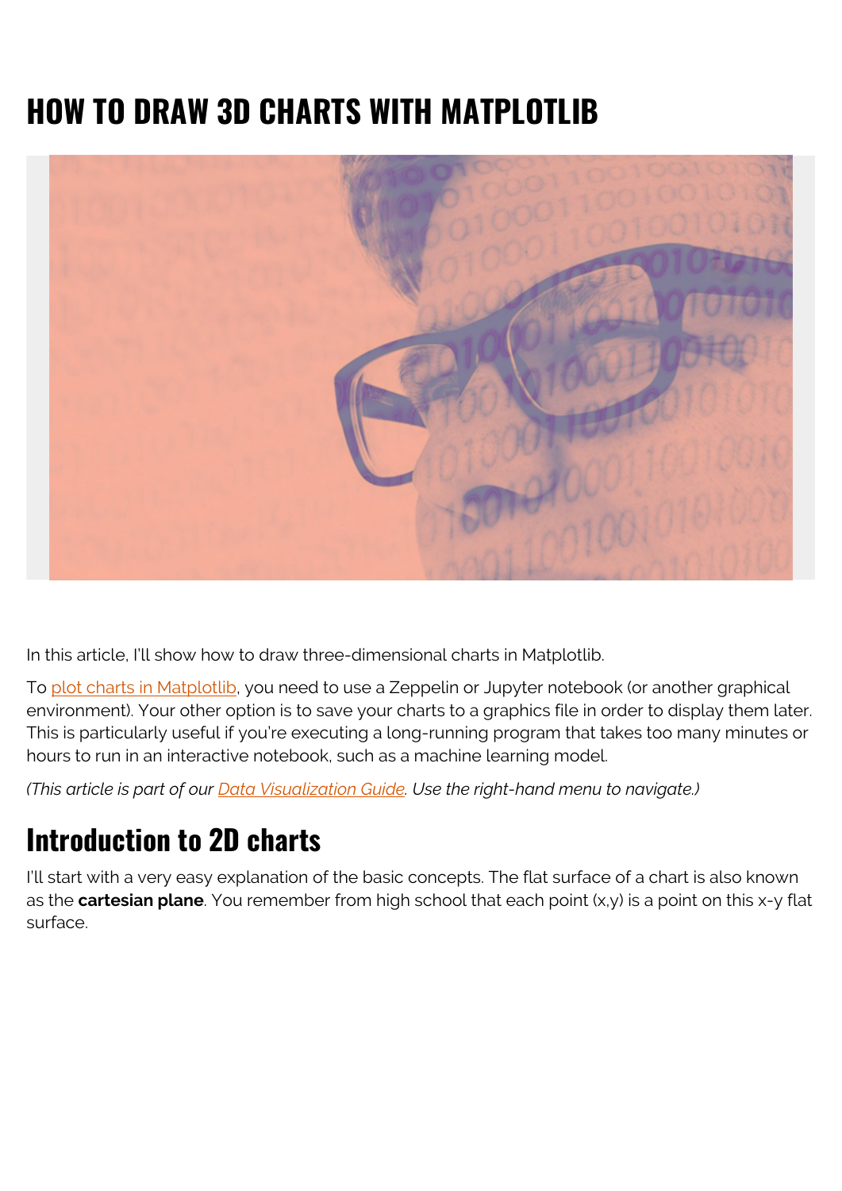# HOW TO DRAW 3D CHARTS WITH MATPLOTLIB

In this article, I'll show how to draw three-dimensional charts in Matplotlib.

To plot charts in Matplotlib, you need to use a Zeppelin or Jupyter notebook (or another graphical environment). Your other option is to save your charts to a graphics file in order to display them later. This is particularly useful if you're executing a long-running program that takes too many minutes or hours to run in an interactive notebook, such as a machine learning model.

*(This article is part of our Data Visualization Guide. Use the right-hand menu to navigate.)*

## Introduction to 2D charts

I'll start with a very easy explanation of the basic concepts. The flat surface of a chart is also known as the **cartesian plane**. You remember from high school that each point (x,y) is a point on this x-y flat surface.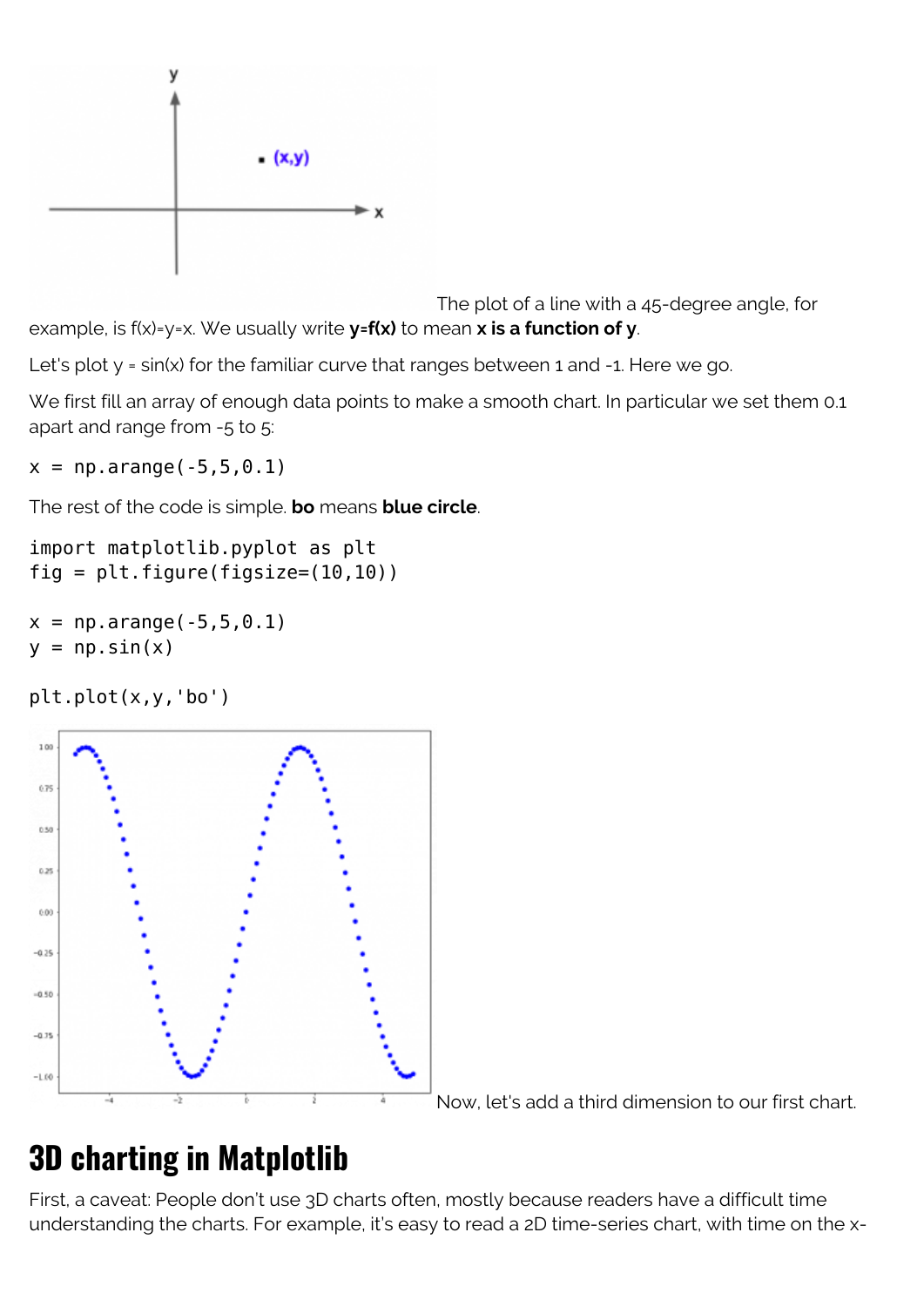The plot of a line with a 45-degree angle, for example, is f(x)=y=x. We usually write **y=f(x)** to mean **x is a function of y**.

Let's plot y = sin(x) for the familiar curve that ranges between 1 and -1. Here we go.

We first fill an array of enough data points to make a smooth chart. In particular we set them 0.1 apart and range from -5 to 5:

```
x = np.arange(-5,5,0.1)
```

The rest of the code is simple. **bo** means **blue circle**.

```
import matplotlib.pyplot as plt
fig = plt.figure(figsize=(10,10))

x = np.arange(-5,5,0.1)
y = np.sin(x)

plt.plot(x,y,'bo')
```

Now, let's add a third dimension to our first chart.

# 3D charting in Matplotlib

First, a caveat: People don't use 3D charts often, mostly because readers have a difficult time understanding the charts. For example, it's easy to read a 2D time-series chart, with time on the x-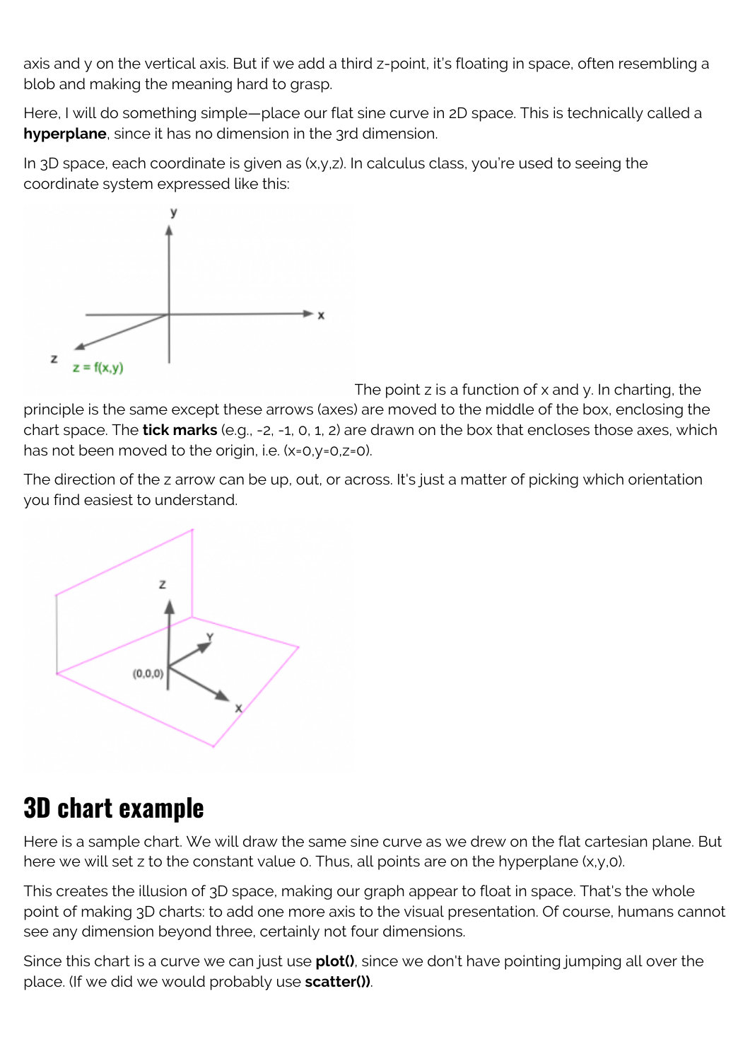axis and y on the vertical axis. But if we add a third z-point, it's floating in space, often resembling a blob and making the meaning hard to grasp.

Here, I will do something simple—place our flat sine curve in 2D space. This is technically called a **hyperplane**, since it has no dimension in the 3rd dimension.

In 3D space, each coordinate is given as (x,y,z). In calculus class, you're used to seeing the coordinate system expressed like this:

The point z is a function of x and y. In charting, the principle is the same except these arrows (axes) are moved to the middle of the box, enclosing the chart space. The **tick marks** (e.g., -2, -1, 0, 1, 2) are drawn on the box that encloses those axes, which has not been moved to the origin, i.e. (x=0,y=0,z=0).

The direction of the z arrow can be up, out, or across. It's just a matter of picking which orientation you find easiest to understand.

## 3D chart example

Here is a sample chart. We will draw the same sine curve as we drew on the flat cartesian plane. But here we will set z to the constant value 0. Thus, all points are on the hyperplane (x,y,0).

This creates the illusion of 3D space, making our graph appear to float in space. That's the whole point of making 3D charts: to add one more axis to the visual presentation. Of course, humans cannot see any dimension beyond three, certainly not four dimensions.

Since this chart is a curve we can just use **plot()**, since we don't have pointing jumping all over the place. (If we did we would probably use **scatter()**).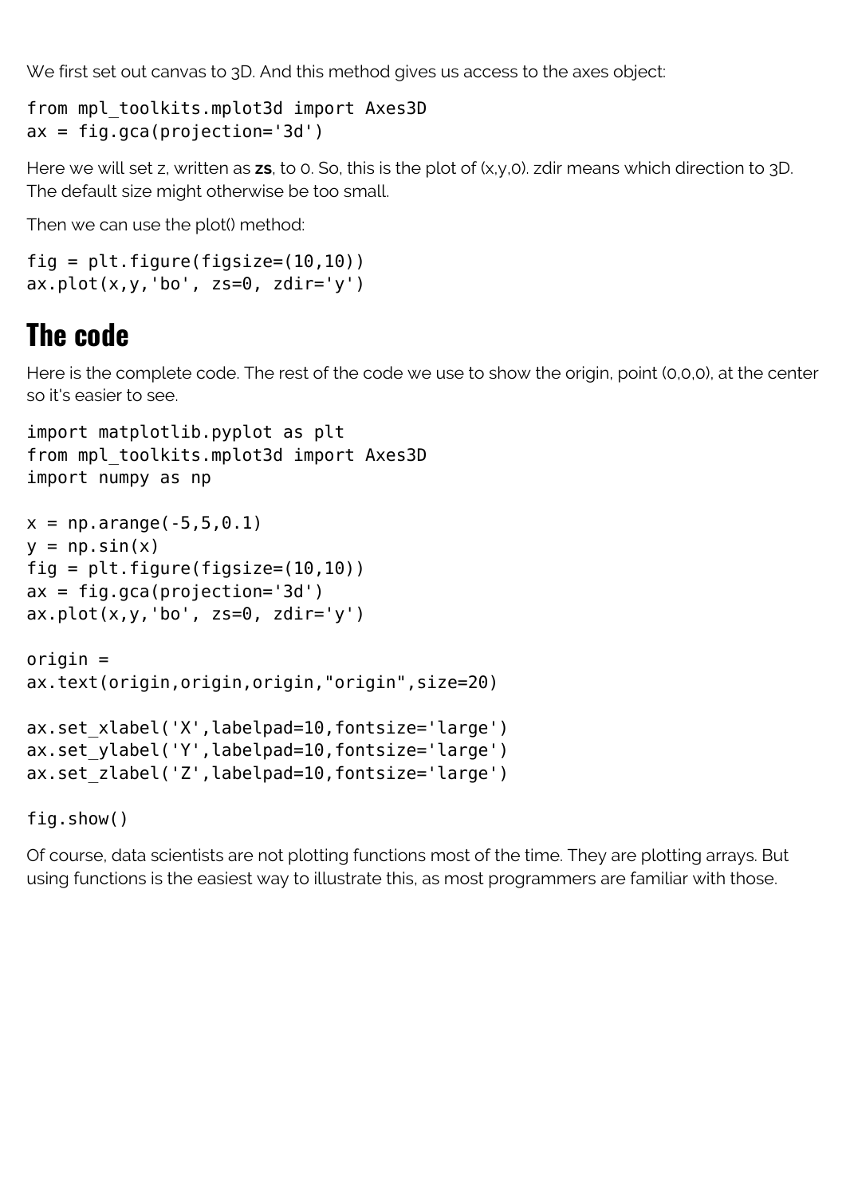We first set out canvas to 3D. And this method gives us access to the axes object:

```
from mpl_toolkits.mplot3d import Axes3D
ax = fig.gca(projection='3d')
```

Here we will set z, written as **zs**, to 0. So, this is the plot of (x,y,0). zdir means which direction to 3D. The default size might otherwise be too small.

Then we can use the plot() method:

```
fig = plt.figure(figsize=(10,10))
ax.plot(x,y,'bo', zs=0, zdir='y')
```

## The code

Here is the complete code. The rest of the code we use to show the origin, point (0,0,0), at the center so it's easier to see.

```
import matplotlib.pyplot as plt
from mpl_toolkits.mplot3d import Axes3D
import numpy as np

x = np.arange(-5,5,0.1)
y = np.sin(x)
fig = plt.figure(figsize=(10,10))
ax = fig.gca(projection='3d')
ax.plot(x,y,'bo', zs=0, zdir='y')

origin =
ax.text(origin,origin,origin,"origin",size=20)

ax.set_xlabel('X',labelpad=10,fontsize='large')
ax.set_ylabel('Y',labelpad=10,fontsize='large')
ax.set_zlabel('Z',labelpad=10,fontsize='large')

fig.show()
```

Of course, data scientists are not plotting functions most of the time. They are plotting arrays. But using functions is the easiest way to illustrate this, as most programmers are familiar with those.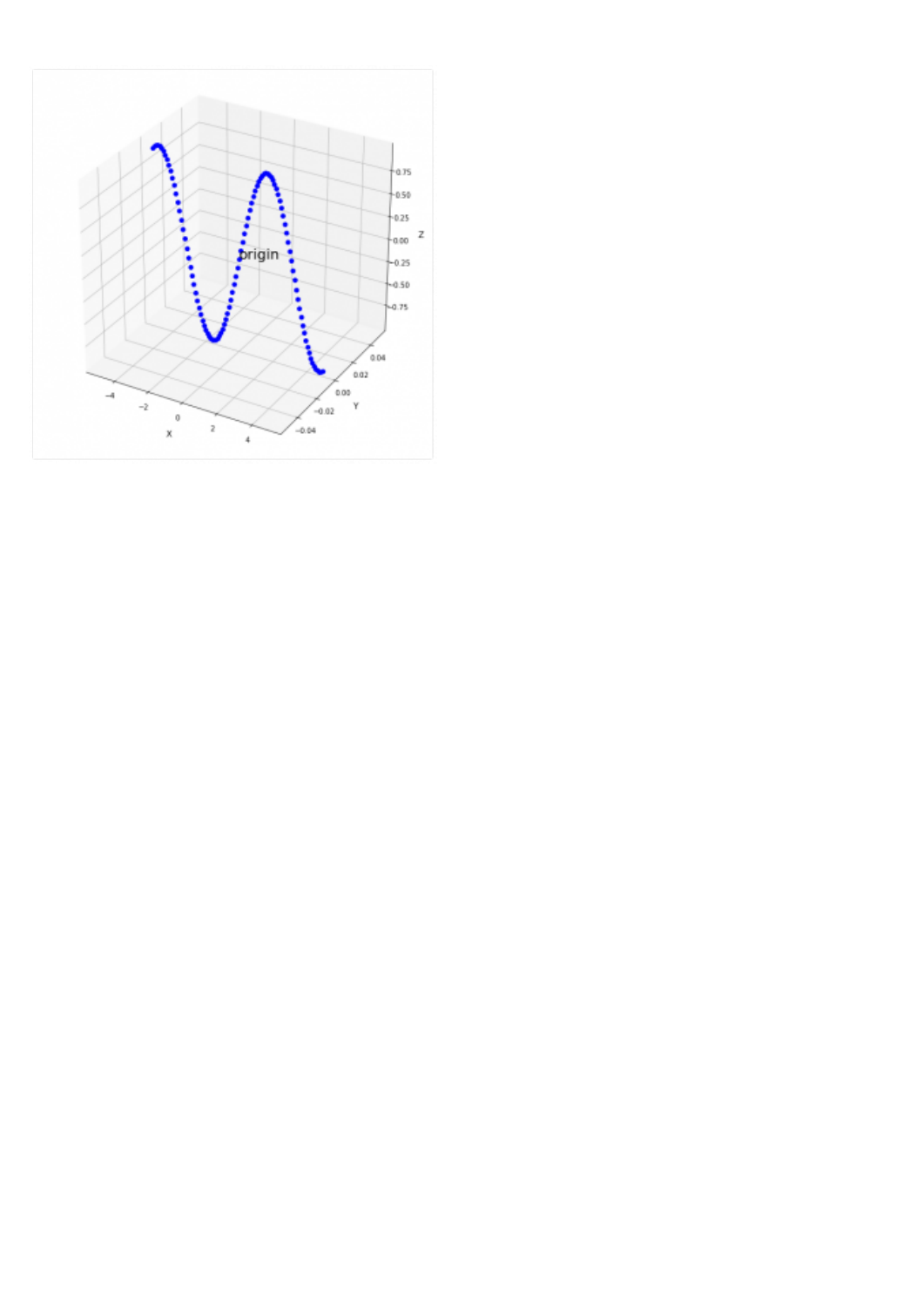origin

0.75
0.50
0.25
0.00
−0.25
−0.50
−0.75
Z

−4
−2
0
2
4
X

0.04
0.02
0.00
−0.02
−0.04
Y